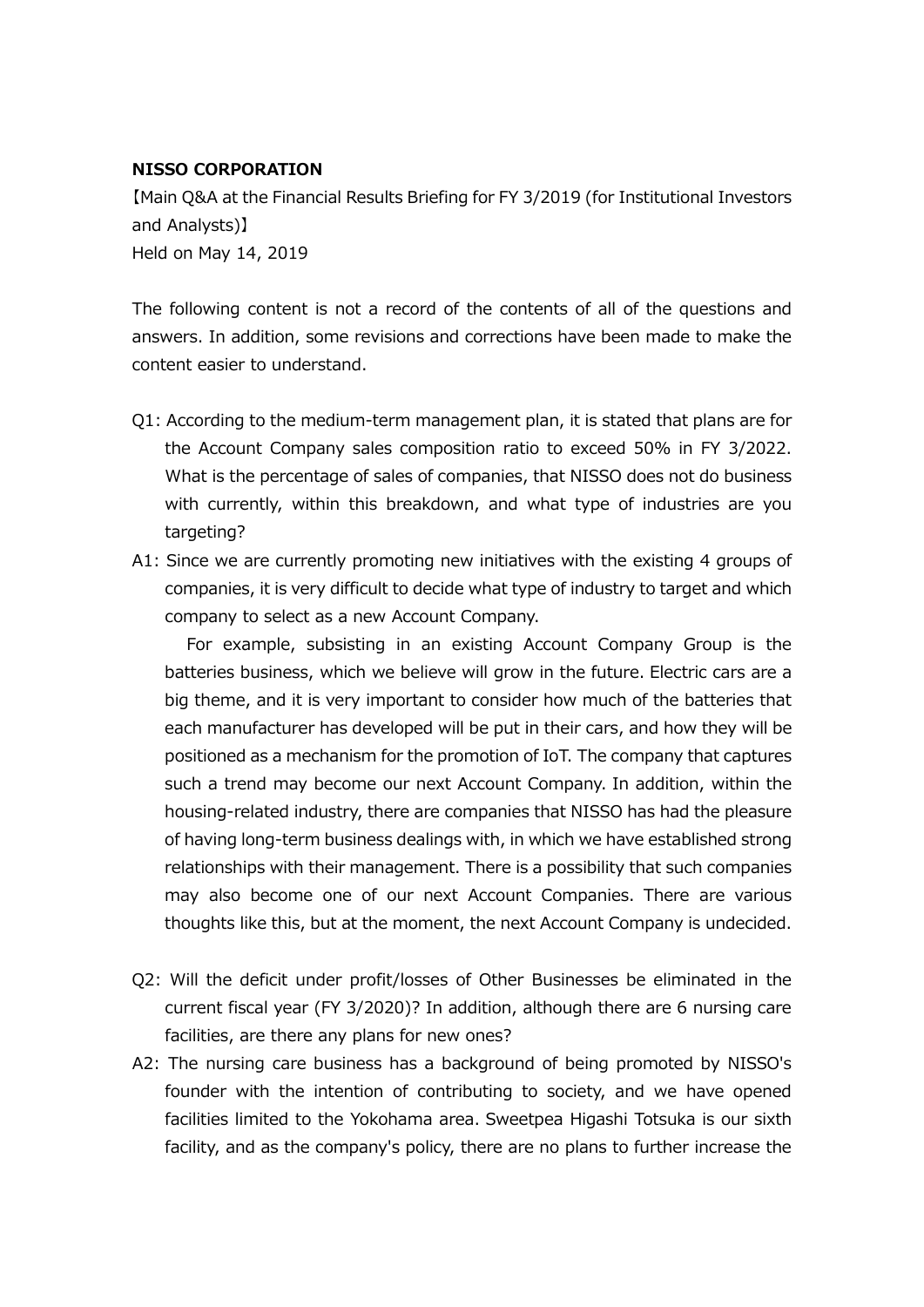**NISSO CORPORATION**

【Main Q&A at the Financial Results Briefing for FY 3/2019 (for Institutional Investors and Analysts)】

Held on May 14, 2019

The following content is not a record of the contents of all of the questions and answers. In addition, some revisions and corrections have been made to make the content easier to understand.

Q1: According to the medium-term management plan, it is stated that plans are for the Account Company sales composition ratio to exceed 50% in FY 3/2022. What is the percentage of sales of companies, that NISSO does not do business with currently, within this breakdown, and what type of industries are you targeting?

A1: Since we are currently promoting new initiatives with the existing 4 groups of companies, it is very difficult to decide what type of industry to target and which company to select as a new Account Company.

For example, subsisting in an existing Account Company Group is the batteries business, which we believe will grow in the future. Electric cars are a big theme, and it is very important to consider how much of the batteries that each manufacturer has developed will be put in their cars, and how they will be positioned as a mechanism for the promotion of IoT. The company that captures such a trend may become our next Account Company. In addition, within the housing-related industry, there are companies that NISSO has had the pleasure of having long-term business dealings with, in which we have established strong relationships with their management. There is a possibility that such companies may also become one of our next Account Companies. There are various thoughts like this, but at the moment, the next Account Company is undecided.

Q2: Will the deficit under profit/losses of Other Businesses be eliminated in the current fiscal year (FY 3/2020)? In addition, although there are 6 nursing care facilities, are there any plans for new ones?

A2: The nursing care business has a background of being promoted by NISSO's founder with the intention of contributing to society, and we have opened facilities limited to the Yokohama area. Sweetpea Higashi Totsuka is our sixth facility, and as the company's policy, there are no plans to further increase the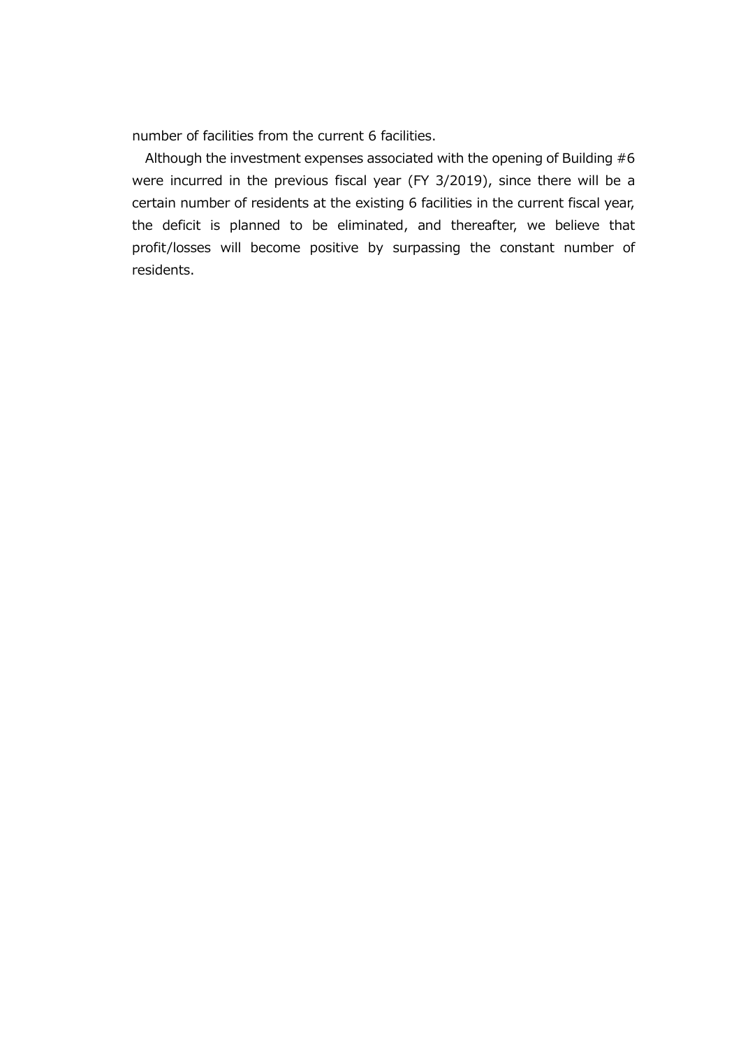number of facilities from the current 6 facilities.

Although the investment expenses associated with the opening of Building #6 were incurred in the previous fiscal year (FY 3/2019), since there will be a certain number of residents at the existing 6 facilities in the current fiscal year, the deficit is planned to be eliminated, and thereafter, we believe that profit/losses will become positive by surpassing the constant number of residents.